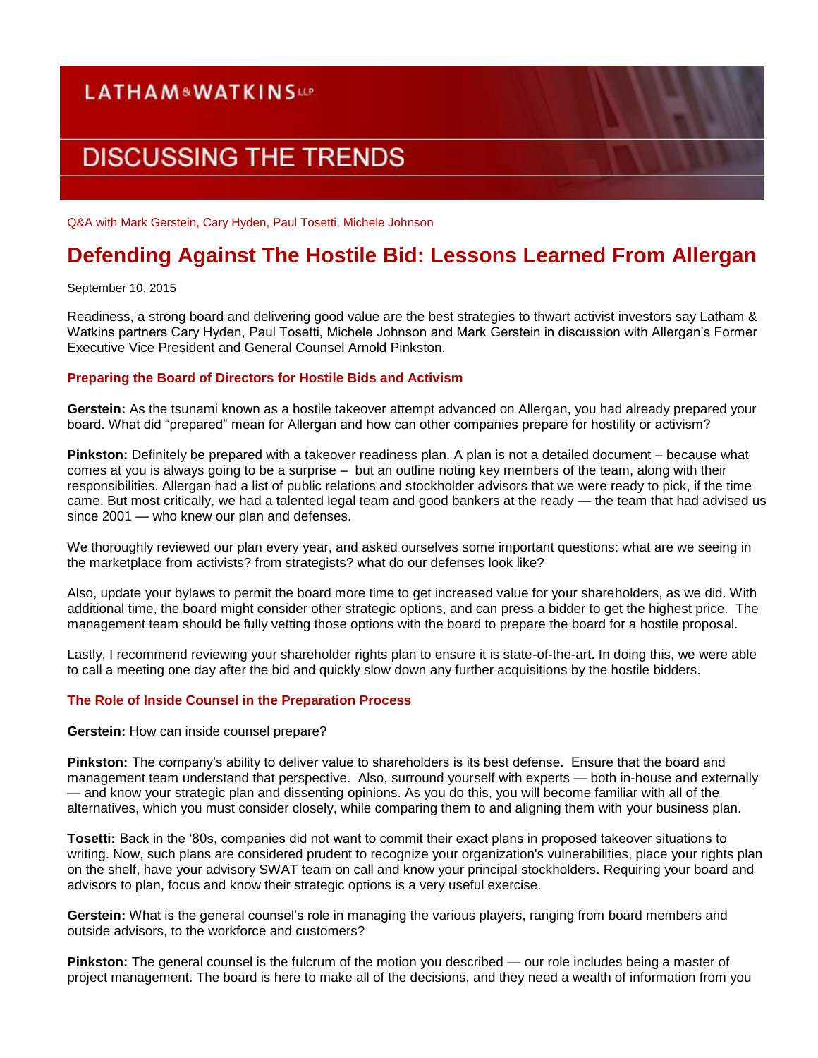LATHAM&WATKINS LLP

DISCUSSING THE TRENDS

Q&A with Mark Gerstein, Cary Hyden, Paul Tosetti, Michele Johnson

# Defending Against The Hostile Bid: Lessons Learned From Allergan

September 10, 2015

Readiness, a strong board and delivering good value are the best strategies to thwart activist investors say Latham & Watkins partners Cary Hyden, Paul Tosetti, Michele Johnson and Mark Gerstein in discussion with Allergan's Former Executive Vice President and General Counsel Arnold Pinkston.

### Preparing the Board of Directors for Hostile Bids and Activism

**Gerstein:** As the tsunami known as a hostile takeover attempt advanced on Allergan, you had already prepared your board. What did "prepared" mean for Allergan and how can other companies prepare for hostility or activism?

**Pinkston:** Definitely be prepared with a takeover readiness plan. A plan is not a detailed document – because what comes at you is always going to be a surprise – but an outline noting key members of the team, along with their responsibilities. Allergan had a list of public relations and stockholder advisors that we were ready to pick, if the time came. But most critically, we had a talented legal team and good bankers at the ready — the team that had advised us since 2001 — who knew our plan and defenses.

We thoroughly reviewed our plan every year, and asked ourselves some important questions: what are we seeing in the marketplace from activists? from strategists? what do our defenses look like?

Also, update your bylaws to permit the board more time to get increased value for your shareholders, as we did. With additional time, the board might consider other strategic options, and can press a bidder to get the highest price. The management team should be fully vetting those options with the board to prepare the board for a hostile proposal.

Lastly, I recommend reviewing your shareholder rights plan to ensure it is state-of-the-art. In doing this, we were able to call a meeting one day after the bid and quickly slow down any further acquisitions by the hostile bidders.

### The Role of Inside Counsel in the Preparation Process

**Gerstein:** How can inside counsel prepare?

**Pinkston:** The company's ability to deliver value to shareholders is its best defense. Ensure that the board and management team understand that perspective. Also, surround yourself with experts — both in-house and externally — and know your strategic plan and dissenting opinions. As you do this, you will become familiar with all of the alternatives, which you must consider closely, while comparing them to and aligning them with your business plan.

**Tosetti:** Back in the '80s, companies did not want to commit their exact plans in proposed takeover situations to writing. Now, such plans are considered prudent to recognize your organization's vulnerabilities, place your rights plan on the shelf, have your advisory SWAT team on call and know your principal stockholders. Requiring your board and advisors to plan, focus and know their strategic options is a very useful exercise.

**Gerstein:** What is the general counsel's role in managing the various players, ranging from board members and outside advisors, to the workforce and customers?

**Pinkston:** The general counsel is the fulcrum of the motion you described — our role includes being a master of project management. The board is here to make all of the decisions, and they need a wealth of information from you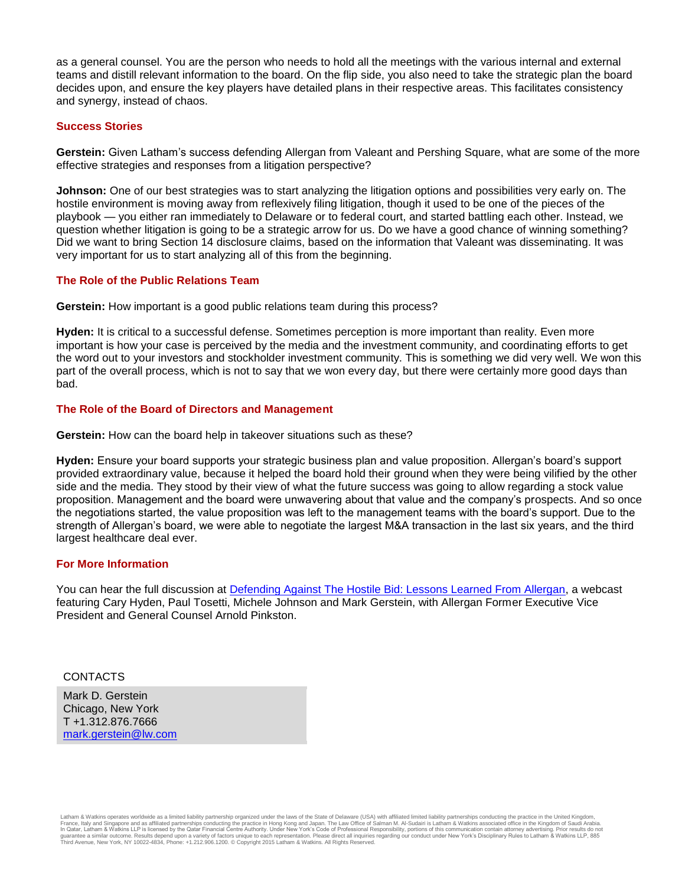as a general counsel. You are the person who needs to hold all the meetings with the various internal and external teams and distill relevant information to the board. On the flip side, you also need to take the strategic plan the board decides upon, and ensure the key players have detailed plans in their respective areas. This facilitates consistency and synergy, instead of chaos.

## Success Stories

**Gerstein:** Given Latham's success defending Allergan from Valeant and Pershing Square, what are some of the more effective strategies and responses from a litigation perspective?

**Johnson:** One of our best strategies was to start analyzing the litigation options and possibilities very early on. The hostile environment is moving away from reflexively filing litigation, though it used to be one of the pieces of the playbook — you either ran immediately to Delaware or to federal court, and started battling each other. Instead, we question whether litigation is going to be a strategic arrow for us. Do we have a good chance of winning something? Did we want to bring Section 14 disclosure claims, based on the information that Valeant was disseminating. It was very important for us to start analyzing all of this from the beginning.

## The Role of the Public Relations Team

**Gerstein:** How important is a good public relations team during this process?

**Hyden:** It is critical to a successful defense. Sometimes perception is more important than reality. Even more important is how your case is perceived by the media and the investment community, and coordinating efforts to get the word out to your investors and stockholder investment community. This is something we did very well. We won this part of the overall process, which is not to say that we won every day, but there were certainly more good days than bad.

## The Role of the Board of Directors and Management

**Gerstein:** How can the board help in takeover situations such as these?

**Hyden:** Ensure your board supports your strategic business plan and value proposition. Allergan's board's support provided extraordinary value, because it helped the board hold their ground when they were being vilified by the other side and the media. They stood by their view of what the future success was going to allow regarding a stock value proposition. Management and the board were unwavering about that value and the company's prospects. And so once the negotiations started, the value proposition was left to the management teams with the board's support. Due to the strength of Allergan's board, we were able to negotiate the largest M&A transaction in the last six years, and the third largest healthcare deal ever.

## For More Information

You can hear the full discussion at [Defending Against The Hostile Bid: Lessons Learned From Allergan](), a webcast featuring Cary Hyden, Paul Tosetti, Michele Johnson and Mark Gerstein, with Allergan Former Executive Vice President and General Counsel Arnold Pinkston.

CONTACTS

Mark D. Gerstein
Chicago, New York
T +1.312.876.7666
[mark.gerstein@lw.com](mailto:mark.gerstein@lw.com)

Latham & Watkins operates worldwide as a limited liability partnership organized under the laws of the State of Delaware (USA) with affiliated limited liability partnerships conducting the practice in the United Kingdom, France, Italy and Singapore and as affiliated partnerships conducting the practice in Hong Kong and Japan. The Law Office of Salman M. Al-Sudairi is Latham & Watkins associated office in the Kingdom of Saudi Arabia. In Qatar, Latham & Watkins LLP is licensed by the Qatar Financial Centre Authority. Under New York's Code of Professional Responsibility, portions of this communication contain attorney advertising. Prior results do not guarantee a similar outcome. Results depend upon a variety of factors unique to each representation. Please direct all inquiries regarding our conduct under New York's Disciplinary Rules to Latham & Watkins LLP, 885 Third Avenue, New York, NY 10022-4834, Phone: +1.212.906.1200. © Copyright 2015 Latham & Watkins. All Rights Reserved.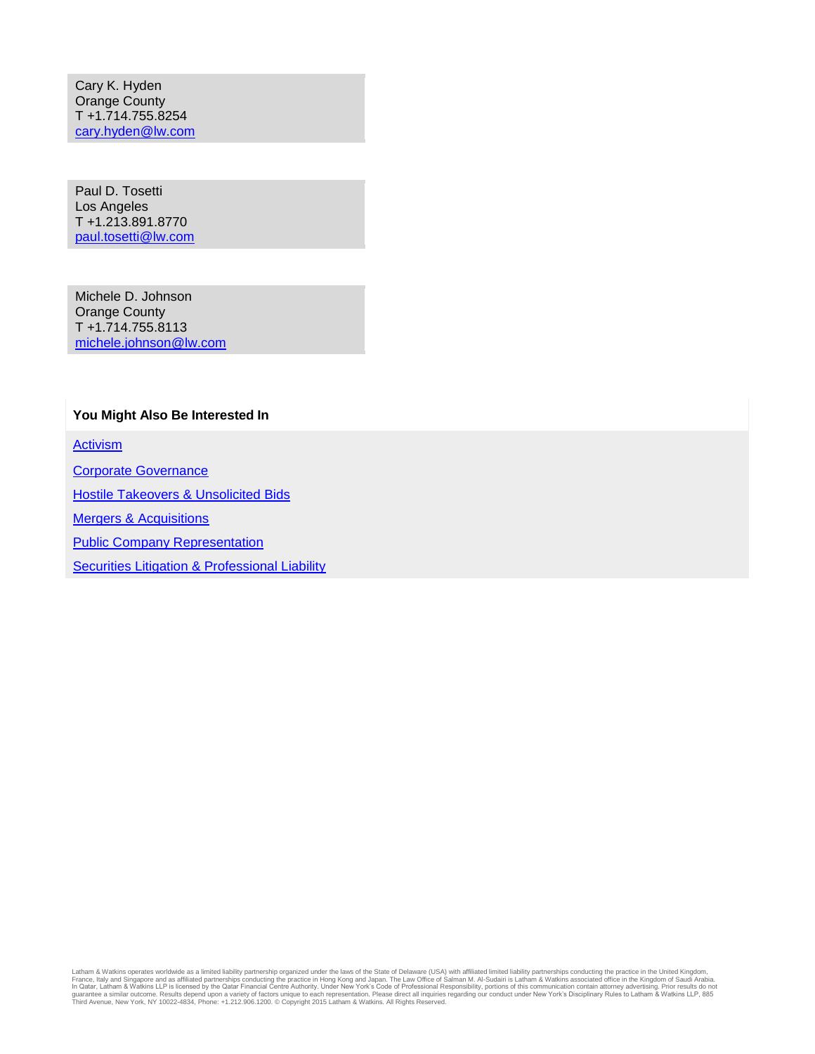Cary K. Hyden
Orange County
T +1.714.755.8254
[cary.hyden@lw.com](mailto:cary.hyden@lw.com)

Paul D. Tosetti
Los Angeles
T +1.213.891.8770
[paul.tosetti@lw.com](mailto:paul.tosetti@lw.com)

Michele D. Johnson
Orange County
T +1.714.755.8113
[michele.johnson@lw.com](mailto:michele.johnson@lw.com)

**You Might Also Be Interested In**

Activism

Corporate Governance

Hostile Takeovers & Unsolicited Bids

Mergers & Acquisitions

Public Company Representation

Securities Litigation & Professional Liability

Latham & Watkins operates worldwide as a limited liability partnership organized under the laws of the State of Delaware (USA) with affiliated limited liability partnerships conducting the practice in the United Kingdom, France, Italy and Singapore and as affiliated partnerships conducting the practice in Hong Kong and Japan. The Law Office of Salman M. Al-Sudairi is Latham & Watkins associated office in the Kingdom of Saudi Arabia. In Qatar, Latham & Watkins LLP is licensed by the Qatar Financial Centre Authority. Under New York's Code of Professional Responsibility, portions of this communication contain attorney advertising. Prior results do not guarantee a similar outcome. Results depend upon a variety of factors unique to each representation. Please direct all inquiries regarding our conduct under New York's Disciplinary Rules to Latham & Watkins LLP, 885 Third Avenue, New York, NY 10022-4834, Phone: +1.212.906.1200. © Copyright 2015 Latham & Watkins. All Rights Reserved.